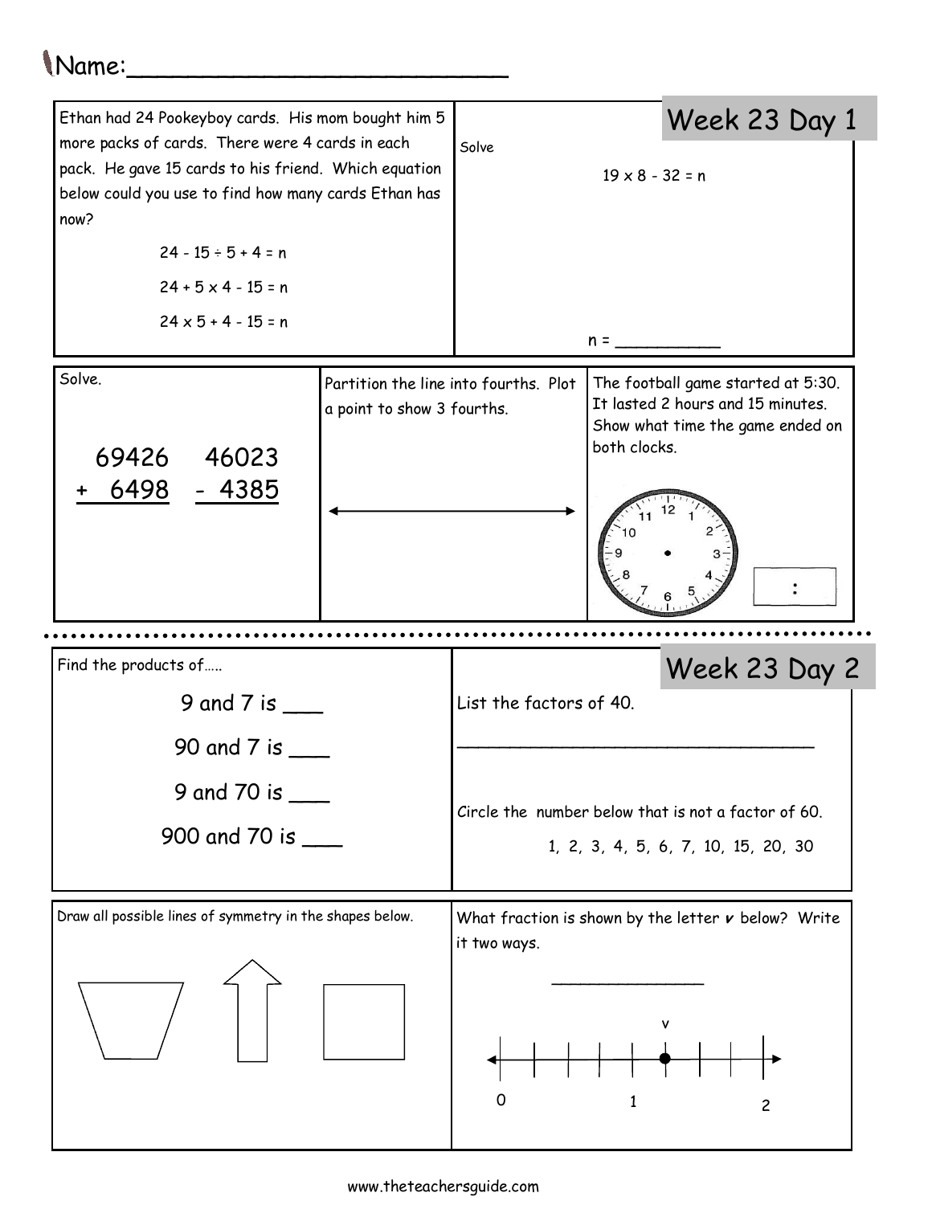Name:\_\_\_\_\_\_\_\_\_\_\_\_\_\_\_\_\_\_\_\_\_\_\_\_\_\_

## Week 23 Day 1

Ethan had 24 Pookeyboy cards. His mom bought him 5 more packs of cards. There were 4 cards in each pack. He gave 15 cards to his friend. Which equation below could you use to find how many cards Ethan has now?

$24 - 15 \div 5 + 4 = n$

$24 + 5 \times 4 - 15 = n$

$24 \times 5 + 4 - 15 = n$

Solve

$19 \times 8 - 32 = n$

n = \_\_\_\_\_\_\_\_\_\_

Solve.

$$
\begin{array}{r} 69426 \\ +\ 6498 \\ \hline \end{array}
\qquad
\begin{array}{r} 46023 \\ -\ 4385 \\ \hline \end{array}
$$

Partition the line into fourths. Plot a point to show 3 fourths.

The football game started at 5:30. It lasted 2 hours and 15 minutes. Show what time the game ended on both clocks.

:

## Week 23 Day 2

Find the products of.....

9 and 7 is \_\_\_

90 and 7 is \_\_\_

9 and 70 is \_\_\_

900 and 70 is \_\_\_

List the factors of 40.

\_\_\_\_\_\_\_\_\_\_\_\_\_\_\_\_\_\_\_\_\_\_\_\_\_\_\_\_\_\_\_\_\_\_

Circle the number below that is not a factor of 60.

1, 2, 3, 4, 5, 6, 7, 10, 15, 20, 30

Draw all possible lines of symmetry in the shapes below.

What fraction is shown by the letter *v* below? Write it two ways.

\_\_\_\_\_\_\_\_\_\_\_\_\_\_\_

v

0 1 2

www.theteachersguide.com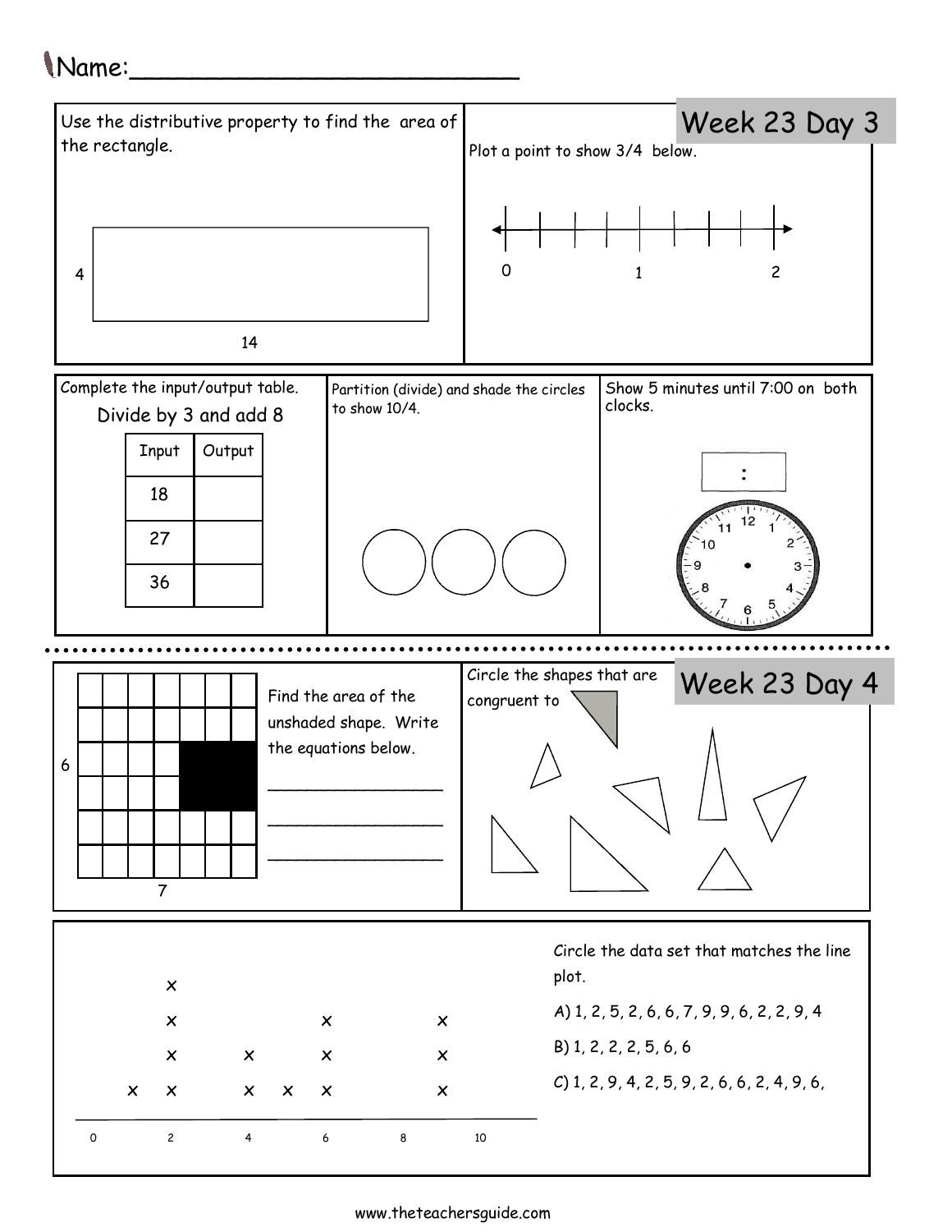Name:_________________________

## Week 23 Day 3

Use the distributive property to find the area of the rectangle.

4

14

Plot a point to show 3/4 below.

0 1 2

Complete the input/output table.

Divide by 3 and add 8

| Input | Output |
| --- | --- |
| 18 | |
| 27 | |
| 36 | |

Partition (divide) and shade the circles to show 10/4.

Show 5 minutes until 7:00 on both clocks.

:

## Week 23 Day 4

6

7

Find the area of the unshaded shape. Write the equations below.

_________________

_________________

_________________

Circle the shapes that are congruent to

Circle the data set that matches the line plot.

A) 1, 2, 5, 2, 6, 6, 7, 9, 9, 6, 2, 2, 9, 4

B) 1, 2, 2, 2, 5, 6, 6

C) 1, 2, 9, 4, 2, 5, 9, 2, 6, 6, 2, 4, 9, 6,

0 2 4 6 8 10

www.theteachersguide.com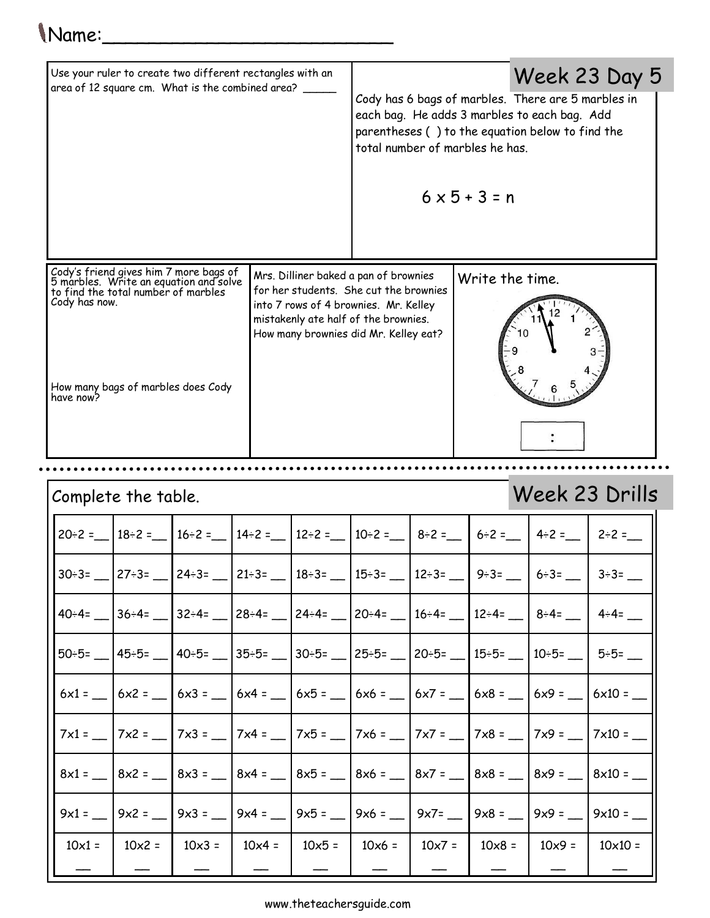Name:___________________________

## Week 23 Day 5

Use your ruler to create two different rectangles with an area of 12 square cm. What is the combined area? _____

Cody has 6 bags of marbles. There are 5 marbles in each bag. He adds 3 marbles to each bag. Add parentheses ( ) to the equation below to find the total number of marbles he has.

$$6 \times 5 + 3 = n$$

Cody's friend gives him 7 more bags of 5 marbles. Write an equation and solve to find the total number of marbles Cody has now.

How many bags of marbles does Cody have now?

Mrs. Dilliner baked a pan of brownies for her students. She cut the brownies into 7 rows of 4 brownies. Mr. Kelley mistakenly ate half of the brownies. How many brownies did Mr. Kelley eat?

Write the time.

:

## Week 23 Drills

Complete the table.

| | | | | | | | | | |
|---|---|---|---|---|---|---|---|---|---|
| 20÷2 =__ | 18÷2 =__ | 16÷2 =__ | 14÷2 =__ | 12÷2 =__ | 10÷2 =__ | 8÷2 =__ | 6÷2 =__ | 4÷2 =__ | 2÷2 =__ |
| 30÷3= __ | 27÷3= __ | 24÷3= __ | 21÷3= __ | 18÷3= __ | 15÷3= __ | 12÷3= __ | 9÷3= __ | 6÷3= __ | 3÷3= __ |
| 40÷4= __ | 36÷4= __ | 32÷4= __ | 28÷4= __ | 24÷4= __ | 20÷4= __ | 16÷4= __ | 12÷4= __ | 8÷4= __ | 4÷4= __ |
| 50÷5= __ | 45÷5= __ | 40÷5= __ | 35÷5= __ | 30÷5= __ | 25÷5= __ | 20÷5= __ | 15÷5= __ | 10÷5= __ | 5÷5= __ |
| 6x1 = __ | 6x2 = __ | 6x3 = __ | 6x4 = __ | 6x5 = __ | 6x6 = __ | 6x7 = __ | 6x8 = __ | 6x9 = __ | 6x10 = __ |
| 7x1 = __ | 7x2 = __ | 7x3 = __ | 7x4 = __ | 7x5 = __ | 7x6 = __ | 7x7 = __ | 7x8 = __ | 7x9 = __ | 7x10 = __ |
| 8x1 = __ | 8x2 = __ | 8x3 = __ | 8x4 = __ | 8x5 = __ | 8x6 = __ | 8x7 = __ | 8x8 = __ | 8x9 = __ | 8x10 = __ |
| 9x1 = __ | 9x2 = __ | 9x3 = __ | 9x4 = __ | 9x5 = __ | 9x6 = __ | 9x7= __ | 9x8 = __ | 9x9 = __ | 9x10 = __ |
| 10x1 = __ | 10x2 = __ | 10x3 = __ | 10x4 = __ | 10x5 = __ | 10x6 = __ | 10x7 = __ | 10x8 = __ | 10x9 = __ | 10x10 = __ |

www.theteachersguide.com